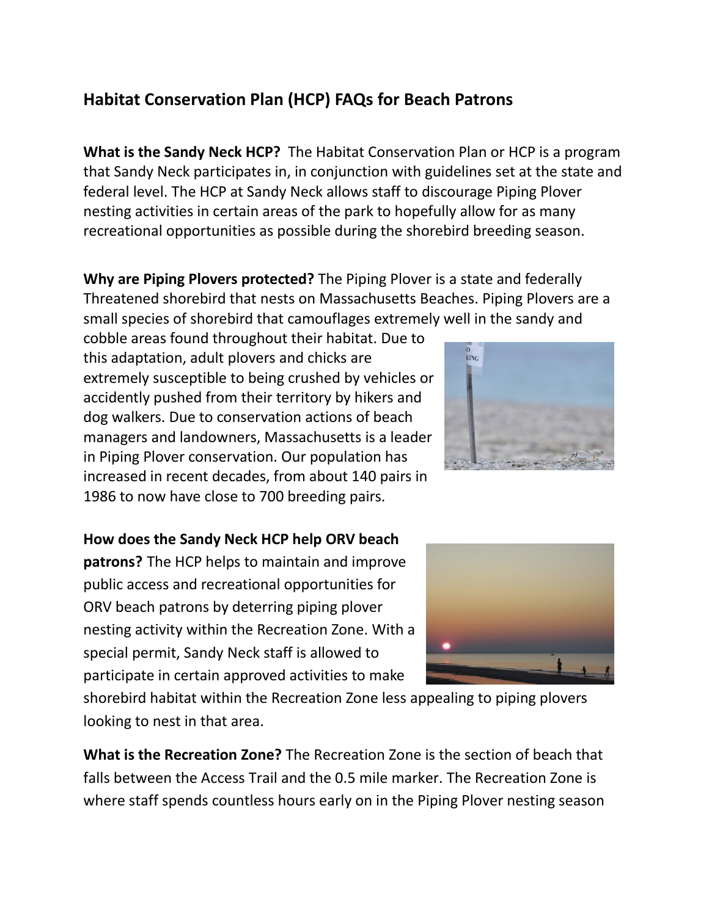## Habitat Conservation Plan (HCP) FAQs for Beach Patrons

**What is the Sandy Neck HCP?** The Habitat Conservation Plan or HCP is a program that Sandy Neck participates in, in conjunction with guidelines set at the state and federal level. The HCP at Sandy Neck allows staff to discourage Piping Plover nesting activities in certain areas of the park to hopefully allow for as many recreational opportunities as possible during the shorebird breeding season.

**Why are Piping Plovers protected?** The Piping Plover is a state and federally Threatened shorebird that nests on Massachusetts Beaches. Piping Plovers are a small species of shorebird that camouflages extremely well in the sandy and cobble areas found throughout their habitat. Due to this adaptation, adult plovers and chicks are extremely susceptible to being crushed by vehicles or accidently pushed from their territory by hikers and dog walkers. Due to conservation actions of beach managers and landowners, Massachusetts is a leader in Piping Plover conservation. Our population has increased in recent decades, from about 140 pairs in 1986 to now have close to 700 breeding pairs.

**How does the Sandy Neck HCP help ORV beach patrons?** The HCP helps to maintain and improve public access and recreational opportunities for ORV beach patrons by deterring piping plover nesting activity within the Recreation Zone. With a special permit, Sandy Neck staff is allowed to participate in certain approved activities to make shorebird habitat within the Recreation Zone less appealing to piping plovers looking to nest in that area.

**What is the Recreation Zone?** The Recreation Zone is the section of beach that falls between the Access Trail and the 0.5 mile marker. The Recreation Zone is where staff spends countless hours early on in the Piping Plover nesting season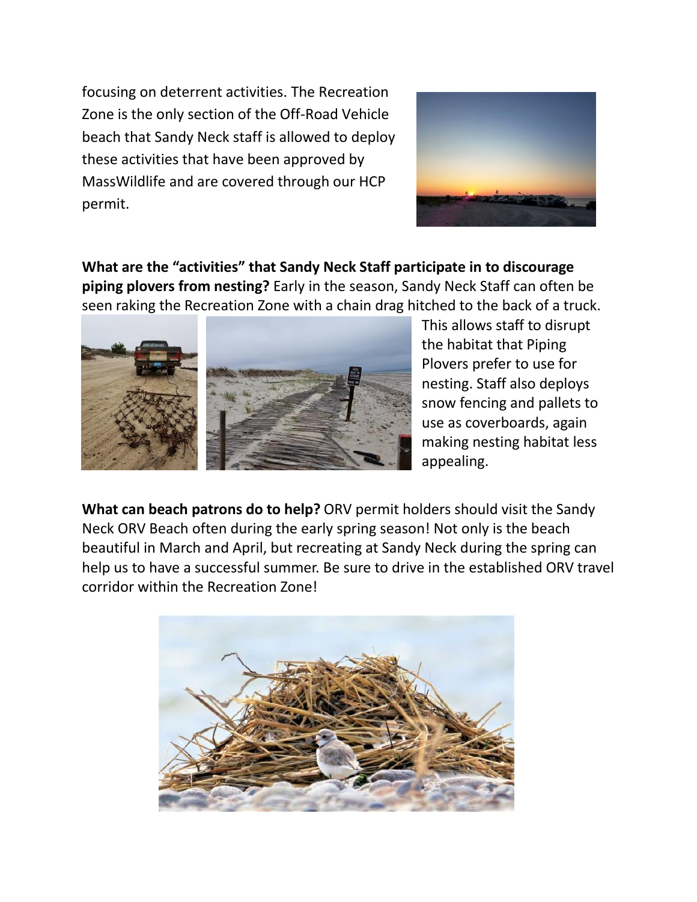focusing on deterrent activities. The Recreation Zone is the only section of the Off-Road Vehicle beach that Sandy Neck staff is allowed to deploy these activities that have been approved by MassWildlife and are covered through our HCP permit.

**What are the "activities" that Sandy Neck Staff participate in to discourage piping plovers from nesting?** Early in the season, Sandy Neck Staff can often be seen raking the Recreation Zone with a chain drag hitched to the back of a truck. This allows staff to disrupt the habitat that Piping Plovers prefer to use for nesting. Staff also deploys snow fencing and pallets to use as coverboards, again making nesting habitat less appealing.

**What can beach patrons do to help?** ORV permit holders should visit the Sandy Neck ORV Beach often during the early spring season! Not only is the beach beautiful in March and April, but recreating at Sandy Neck during the spring can help us to have a successful summer. Be sure to drive in the established ORV travel corridor within the Recreation Zone!